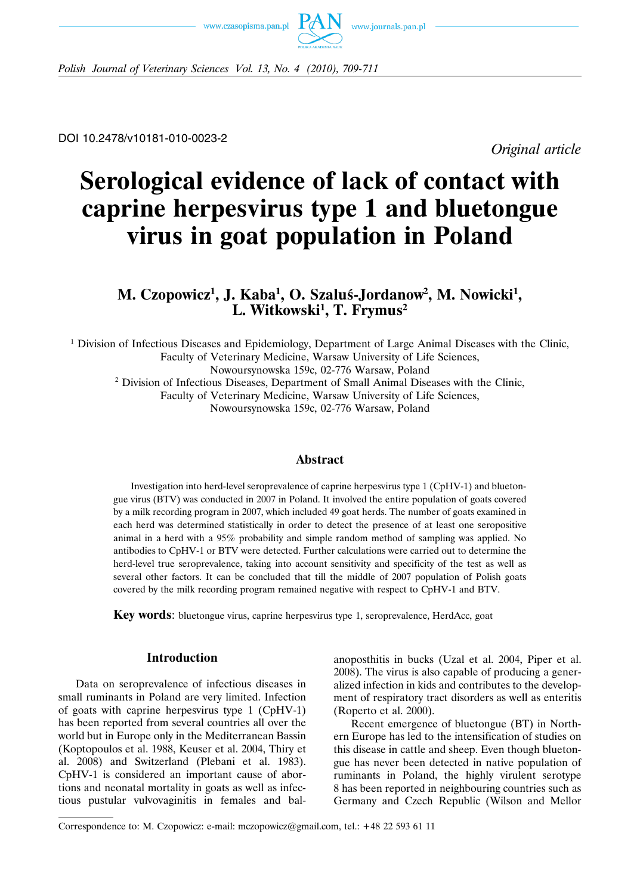DOI 10.2478/v10181-010-0023-2

*Original article*

# Serological evidence of lack of contact with caprine herpesvirus type 1 and bluetongue virus in goat population in Poland

**M. Czopowicz[1], J. Kaba[1], O. Szaluś-Jordanow[2], M. Nowicki[1], L. Witkowski[1], T. Frymus[2]**

[1] Division of Infectious Diseases and Epidemiology, Department of Large Animal Diseases with the Clinic, Faculty of Veterinary Medicine, Warsaw University of Life Sciences, Nowoursynowska 159c, 02-776 Warsaw, Poland

[2] Division of Infectious Diseases, Department of Small Animal Diseases with the Clinic, Faculty of Veterinary Medicine, Warsaw University of Life Sciences, Nowoursynowska 159c, 02-776 Warsaw, Poland

## Abstract

Investigation into herd-level seroprevalence of caprine herpesvirus type 1 (CpHV-1) and bluetongue virus (BTV) was conducted in 2007 in Poland. It involved the entire population of goats covered by a milk recording program in 2007, which included 49 goat herds. The number of goats examined in each herd was determined statistically in order to detect the presence of at least one seropositive animal in a herd with a 95% probability and simple random method of sampling was applied. No antibodies to CpHV-1 or BTV were detected. Further calculations were carried out to determine the herd-level true seroprevalence, taking into account sensitivity and specificity of the test as well as several other factors. It can be concluded that till the middle of 2007 population of Polish goats covered by the milk recording program remained negative with respect to CpHV-1 and BTV.

**Key words**: bluetongue virus, caprine herpesvirus type 1, seroprevalence, HerdAcc, goat

## Introduction

Data on seroprevalence of infectious diseases in small ruminants in Poland are very limited. Infection of goats with caprine herpesvirus type 1 (CpHV-1) has been reported from several countries all over the world but in Europe only in the Mediterranean Bassin (Koptopoulos et al. 1988, Keuser et al. 2004, Thiry et al. 2008) and Switzerland (Plebani et al. 1983). CpHV-1 is considered an important cause of abortions and neonatal mortality in goats as well as infectious pustular vulvovaginitis in females and balanoposthitis in bucks (Uzal et al. 2004, Piper et al. 2008). The virus is also capable of producing a generalized infection in kids and contributes to the development of respiratory tract disorders as well as enteritis (Roperto et al. 2000).

Recent emergence of bluetongue (BT) in Northern Europe has led to the intensification of studies on this disease in cattle and sheep. Even though bluetongue has never been detected in native population of ruminants in Poland, the highly virulent serotype 8 has been reported in neighbouring countries such as Germany and Czech Republic (Wilson and Mellor

Correspondence to: M. Czopowicz: e-mail: mczopowicz@gmail.com, tel.: +48 22 593 61 11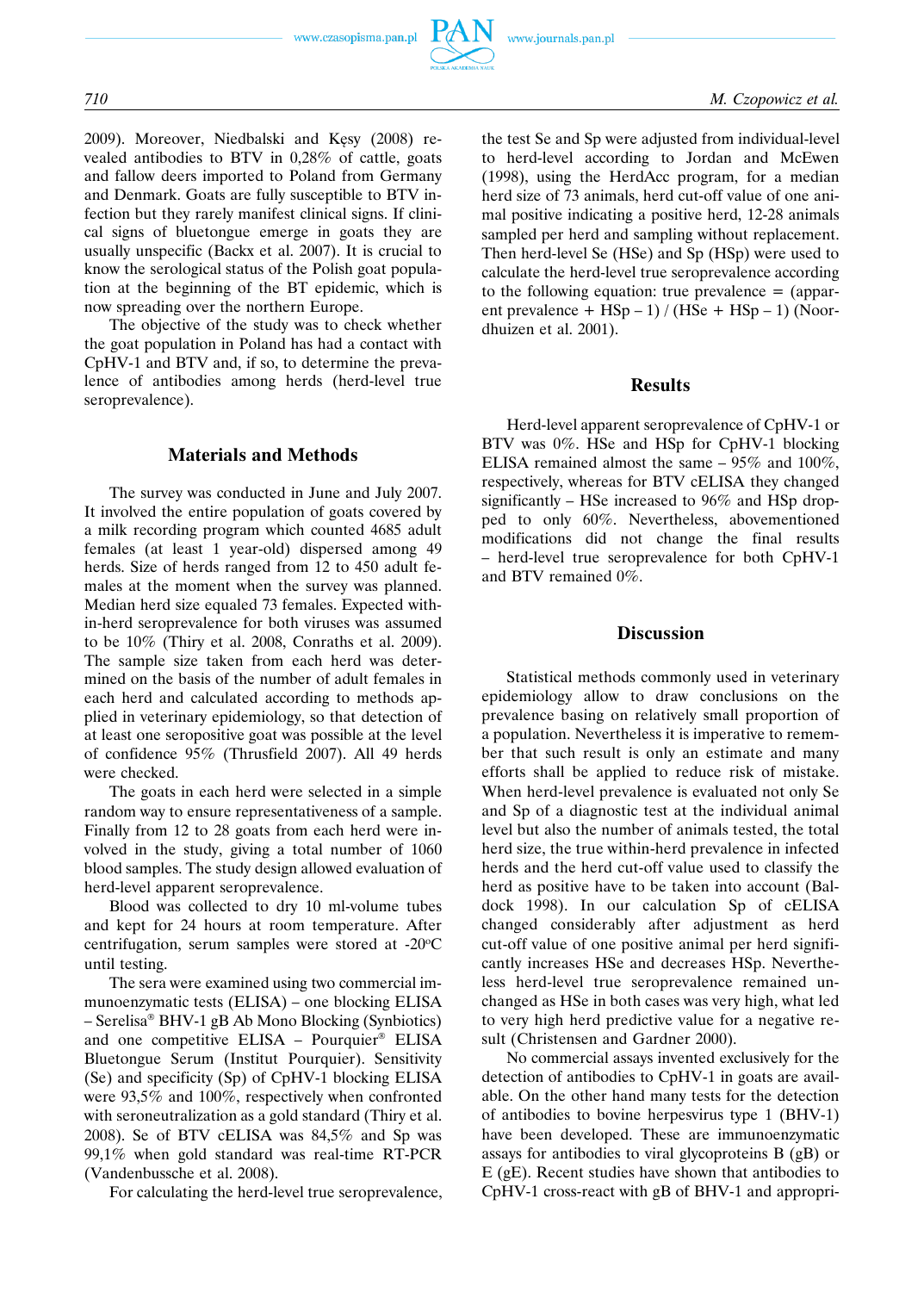2009). Moreover, Niedbalski and Kęsy (2008) revealed antibodies to BTV in 0,28% of cattle, goats and fallow deers imported to Poland from Germany and Denmark. Goats are fully susceptible to BTV infection but they rarely manifest clinical signs. If clinical signs of bluetongue emerge in goats they are usually unspecific (Backx et al. 2007). It is crucial to know the serological status of the Polish goat population at the beginning of the BT epidemic, which is now spreading over the northern Europe.

The objective of the study was to check whether the goat population in Poland has had a contact with CpHV-1 and BTV and, if so, to determine the prevalence of antibodies among herds (herd-level true seroprevalence).

## Materials and Methods

The survey was conducted in June and July 2007. It involved the entire population of goats covered by a milk recording program which counted 4685 adult females (at least 1 year-old) dispersed among 49 herds. Size of herds ranged from 12 to 450 adult females at the moment when the survey was planned. Median herd size equaled 73 females. Expected within-herd seroprevalence for both viruses was assumed to be 10% (Thiry et al. 2008, Conraths et al. 2009). The sample size taken from each herd was determined on the basis of the number of adult females in each herd and calculated according to methods applied in veterinary epidemiology, so that detection of at least one seropositive goat was possible at the level of confidence 95% (Thrusfield 2007). All 49 herds were checked.

The goats in each herd were selected in a simple random way to ensure representativeness of a sample. Finally from 12 to 28 goats from each herd were involved in the study, giving a total number of 1060 blood samples. The study design allowed evaluation of herd-level apparent seroprevalence.

Blood was collected to dry 10 ml-volume tubes and kept for 24 hours at room temperature. After centrifugation, serum samples were stored at -20°C until testing.

The sera were examined using two commercial immunoenzymatic tests (ELISA) – one blocking ELISA – Serelisa® BHV-1 gB Ab Mono Blocking (Synbiotics) and one competitive ELISA – Pourquier® ELISA Bluetongue Serum (Institut Pourquier). Sensitivity (Se) and specificity (Sp) of CpHV-1 blocking ELISA were 93,5% and 100%, respectively when confronted with seroneutralization as a gold standard (Thiry et al. 2008). Se of BTV cELISA was 84,5% and Sp was 99,1% when gold standard was real-time RT-PCR (Vandenbussche et al. 2008).

For calculating the herd-level true seroprevalence, the test Se and Sp were adjusted from individual-level to herd-level according to Jordan and McEwen (1998), using the HerdAcc program, for a median herd size of 73 animals, herd cut-off value of one animal positive indicating a positive herd, 12-28 animals sampled per herd and sampling without replacement. Then herd-level Se (HSe) and Sp (HSp) were used to calculate the herd-level true seroprevalence according to the following equation: true prevalence = (apparent prevalence + HSp – 1) / (HSe + HSp – 1) (Noordhuizen et al. 2001).

## Results

Herd-level apparent seroprevalence of CpHV-1 or BTV was 0%. HSe and HSp for CpHV-1 blocking ELISA remained almost the same – 95% and 100%, respectively, whereas for BTV cELISA they changed significantly – HSe increased to 96% and HSp dropped to only 60%. Nevertheless, abovementioned modifications did not change the final results – herd-level true seroprevalence for both CpHV-1 and BTV remained 0%.

## Discussion

Statistical methods commonly used in veterinary epidemiology allow to draw conclusions on the prevalence basing on relatively small proportion of a population. Nevertheless it is imperative to remember that such result is only an estimate and many efforts shall be applied to reduce risk of mistake. When herd-level prevalence is evaluated not only Se and Sp of a diagnostic test at the individual animal level but also the number of animals tested, the total herd size, the true within-herd prevalence in infected herds and the herd cut-off value used to classify the herd as positive have to be taken into account (Baldock 1998). In our calculation Sp of cELISA changed considerably after adjustment as herd cut-off value of one positive animal per herd significantly increases HSe and decreases HSp. Nevertheless herd-level true seroprevalence remained unchanged as HSe in both cases was very high, what led to very high herd predictive value for a negative result (Christensen and Gardner 2000).

No commercial assays invented exclusively for the detection of antibodies to CpHV-1 in goats are available. On the other hand many tests for the detection of antibodies to bovine herpesvirus type 1 (BHV-1) have been developed. These are immunoenzymatic assays for antibodies to viral glycoproteins B (gB) or E (gE). Recent studies have shown that antibodies to CpHV-1 cross-react with gB of BHV-1 and appropri-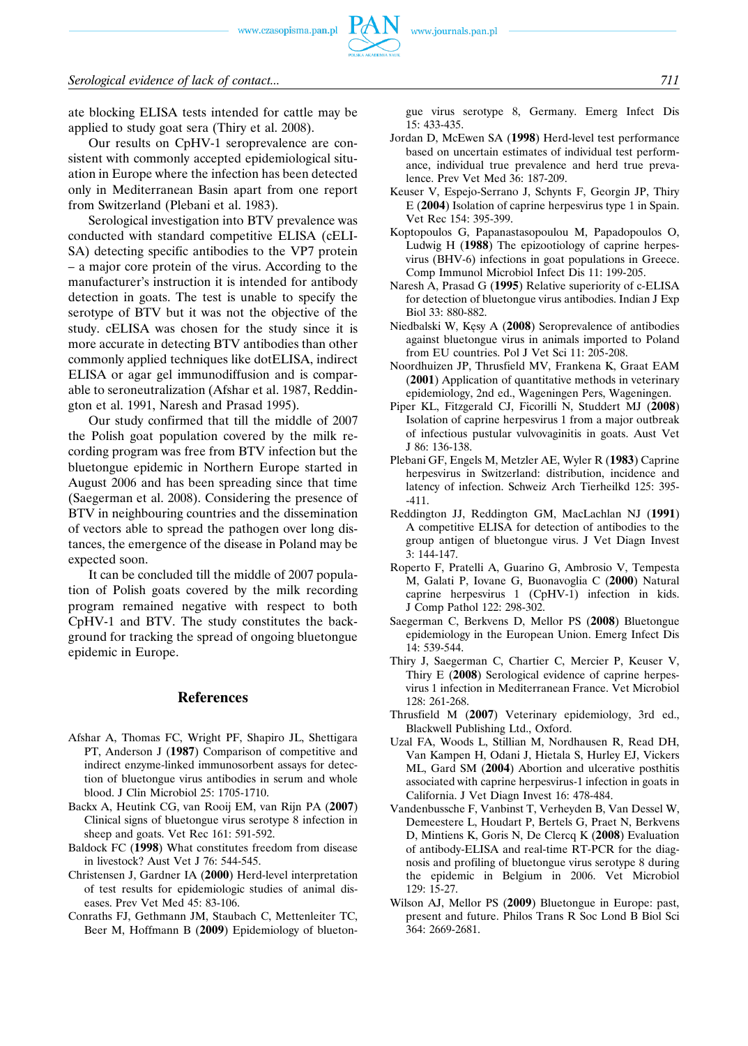ate blocking ELISA tests intended for cattle may be applied to study goat sera (Thiry et al. 2008).

Our results on CpHV-1 seroprevalence are consistent with commonly accepted epidemiological situation in Europe where the infection has been detected only in Mediterranean Basin apart from one report from Switzerland (Plebani et al. 1983).

Serological investigation into BTV prevalence was conducted with standard competitive ELISA (cELISA) detecting specific antibodies to the VP7 protein – a major core protein of the virus. According to the manufacturer's instruction it is intended for antibody detection in goats. The test is unable to specify the serotype of BTV but it was not the objective of the study. cELISA was chosen for the study since it is more accurate in detecting BTV antibodies than other commonly applied techniques like dotELISA, indirect ELISA or agar gel immunodiffusion and is comparable to seroneutralization (Afshar et al. 1987, Reddington et al. 1991, Naresh and Prasad 1995).

Our study confirmed that till the middle of 2007 the Polish goat population covered by the milk recording program was free from BTV infection but the bluetongue epidemic in Northern Europe started in August 2006 and has been spreading since that time (Saegerman et al. 2008). Considering the presence of BTV in neighbouring countries and the dissemination of vectors able to spread the pathogen over long distances, the emergence of the disease in Poland may be expected soon.

It can be concluded till the middle of 2007 population of Polish goats covered by the milk recording program remained negative with respect to both CpHV-1 and BTV. The study constitutes the background for tracking the spread of ongoing bluetongue epidemic in Europe.

## References

Afshar A, Thomas FC, Wright PF, Shapiro JL, Shettigara PT, Anderson J (**1987**) Comparison of competitive and indirect enzyme-linked immunosorbent assays for detection of bluetongue virus antibodies in serum and whole blood. J Clin Microbiol 25: 1705-1710.

Backx A, Heutink CG, van Rooij EM, van Rijn PA (**2007**) Clinical signs of bluetongue virus serotype 8 infection in sheep and goats. Vet Rec 161: 591-592.

Baldock FC (**1998**) What constitutes freedom from disease in livestock? Aust Vet J 76: 544-545.

Christensen J, Gardner IA (**2000**) Herd-level interpretation of test results for epidemiologic studies of animal diseases. Prev Vet Med 45: 83-106.

Conraths FJ, Gethmann JM, Staubach C, Mettenleiter TC, Beer M, Hoffmann B (**2009**) Epidemiology of bluetongue virus serotype 8, Germany. Emerg Infect Dis 15: 433-435.

Jordan D, McEwen SA (**1998**) Herd-level test performance based on uncertain estimates of individual test performance, individual true prevalence and herd true prevalence. Prev Vet Med 36: 187-209.

Keuser V, Espejo-Serrano J, Schynts F, Georgin JP, Thiry E (**2004**) Isolation of caprine herpesvirus type 1 in Spain. Vet Rec 154: 395-399.

Koptopoulos G, Papanastasopoulou M, Papadopoulos O, Ludwig H (**1988**) The epizootiology of caprine herpesvirus (BHV-6) infections in goat populations in Greece. Comp Immunol Microbiol Infect Dis 11: 199-205.

Naresh A, Prasad G (**1995**) Relative superiority of c-ELISA for detection of bluetongue virus antibodies. Indian J Exp Biol 33: 880-882.

Niedbalski W, Kęsy A (**2008**) Seroprevalence of antibodies against bluetongue virus in animals imported to Poland from EU countries. Pol J Vet Sci 11: 205-208.

Noordhuizen JP, Thrusfield MV, Frankena K, Graat EAM (**2001**) Application of quantitative methods in veterinary epidemiology, 2nd ed., Wageningen Pers, Wageningen.

Piper KL, Fitzgerald CJ, Ficorilli N, Studdert MJ (**2008**) Isolation of caprine herpesvirus 1 from a major outbreak of infectious pustular vulvovaginitis in goats. Aust Vet J 86: 136-138.

Plebani GF, Engels M, Metzler AE, Wyler R (**1983**) Caprine herpesvirus in Switzerland: distribution, incidence and latency of infection. Schweiz Arch Tierheilkd 125: 395--411.

Reddington JJ, Reddington GM, MacLachlan NJ (**1991**) A competitive ELISA for detection of antibodies to the group antigen of bluetongue virus. J Vet Diagn Invest 3: 144-147.

Roperto F, Pratelli A, Guarino G, Ambrosio V, Tempesta M, Galati P, Iovane G, Buonavoglia C (**2000**) Natural caprine herpesvirus 1 (CpHV-1) infection in kids. J Comp Pathol 122: 298-302.

Saegerman C, Berkvens D, Mellor PS (**2008**) Bluetongue epidemiology in the European Union. Emerg Infect Dis 14: 539-544.

Thiry J, Saegerman C, Chartier C, Mercier P, Keuser V, Thiry E (**2008**) Serological evidence of caprine herpesvirus 1 infection in Mediterranean France. Vet Microbiol 128: 261-268.

Thrusfield M (**2007**) Veterinary epidemiology, 3rd ed., Blackwell Publishing Ltd., Oxford.

Uzal FA, Woods L, Stillian M, Nordhausen R, Read DH, Van Kampen H, Odani J, Hietala S, Hurley EJ, Vickers ML, Gard SM (**2004**) Abortion and ulcerative posthitis associated with caprine herpesvirus-1 infection in goats in California. J Vet Diagn Invest 16: 478-484.

Vandenbussche F, Vanbinst T, Verheyden B, Van Dessel W, Demeestere L, Houdart P, Bertels G, Praet N, Berkvens D, Mintiens K, Goris N, De Clercq K (**2008**) Evaluation of antibody-ELISA and real-time RT-PCR for the diagnosis and profiling of bluetongue virus serotype 8 during the epidemic in Belgium in 2006. Vet Microbiol 129: 15-27.

Wilson AJ, Mellor PS (**2009**) Bluetongue in Europe: past, present and future. Philos Trans R Soc Lond B Biol Sci 364: 2669-2681.